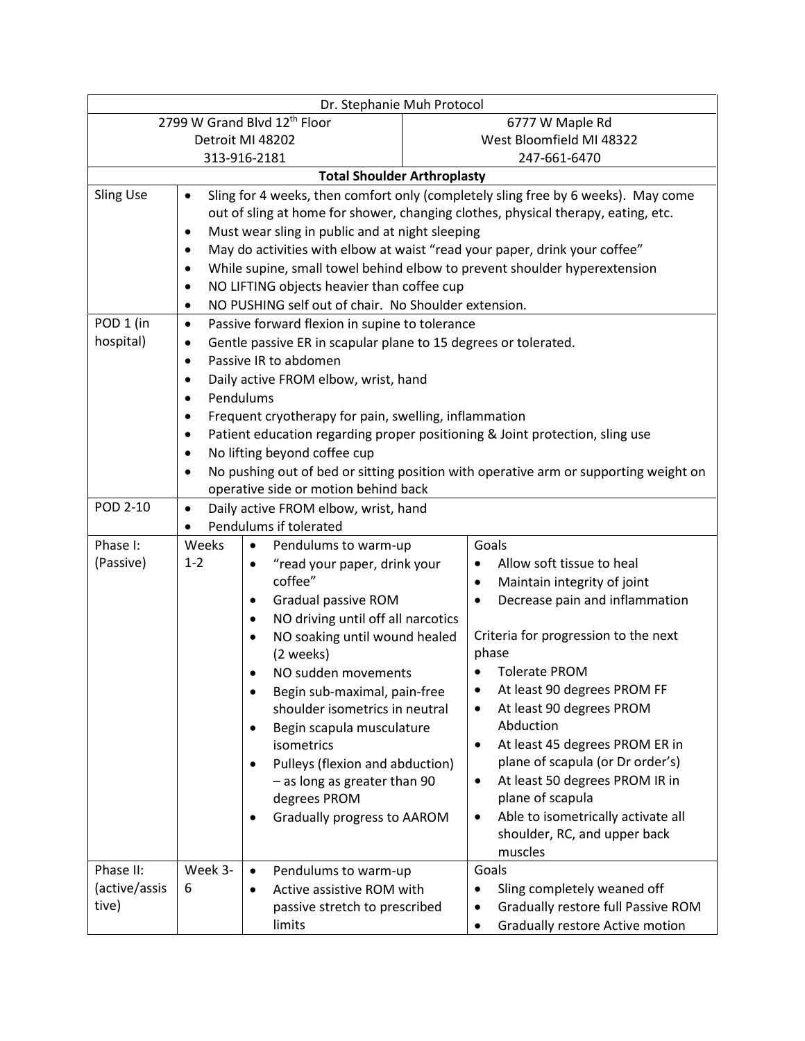| Dr. Stephanie Muh Protocol | | | |
|---|---|---|---|
| 2799 W Grand Blvd 12th Floor<br>Detroit MI 48202<br>313-916-2181 | | 6777 W Maple Rd<br>West Bloomfield MI 48322<br>247-661-6470 | |
| **Total Shoulder Arthroplasty** | | | |
| Sling Use | • Sling for 4 weeks, then comfort only (completely sling free by 6 weeks). May come out of sling at home for shower, changing clothes, physical therapy, eating, etc.<br>• Must wear sling in public and at night sleeping<br>• May do activities with elbow at waist "read your paper, drink your coffee"<br>• While supine, small towel behind elbow to prevent shoulder hyperextension<br>• NO LIFTING objects heavier than coffee cup<br>• NO PUSHING self out of chair. No Shoulder extension. | | |
| POD 1 (in hospital) | • Passive forward flexion in supine to tolerance<br>• Gentle passive ER in scapular plane to 15 degrees or tolerated.<br>• Passive IR to abdomen<br>• Daily active FROM elbow, wrist, hand<br>• Pendulums<br>• Frequent cryotherapy for pain, swelling, inflammation<br>• Patient education regarding proper positioning & Joint protection, sling use<br>• No lifting beyond coffee cup<br>• No pushing out of bed or sitting position with operative arm or supporting weight on operative side or motion behind back | | |
| POD 2-10 | • Daily active FROM elbow, wrist, hand<br>• Pendulums if tolerated | | |
| Phase I: (Passive) | Weeks 1-2 | • Pendulums to warm-up<br>• "read your paper, drink your coffee"<br>• Gradual passive ROM<br>• NO driving until off all narcotics<br>• NO soaking until wound healed (2 weeks)<br>• NO sudden movements<br>• Begin sub-maximal, pain-free shoulder isometrics in neutral<br>• Begin scapula musculature isometrics<br>• Pulleys (flexion and abduction) – as long as greater than 90 degrees PROM<br>• Gradually progress to AAROM | Goals<br>• Allow soft tissue to heal<br>• Maintain integrity of joint<br>• Decrease pain and inflammation<br><br>Criteria for progression to the next phase<br>• Tolerate PROM<br>• At least 90 degrees PROM FF<br>• At least 90 degrees PROM Abduction<br>• At least 45 degrees PROM ER in plane of scapula (or Dr order's)<br>• At least 50 degrees PROM IR in plane of scapula<br>• Able to isometrically activate all shoulder, RC, and upper back muscles |
| Phase II: (active/assistive) | Week 3-6 | • Pendulums to warm-up<br>• Active assistive ROM with passive stretch to prescribed limits | Goals<br>• Sling completely weaned off<br>• Gradually restore full Passive ROM<br>• Gradually restore Active motion |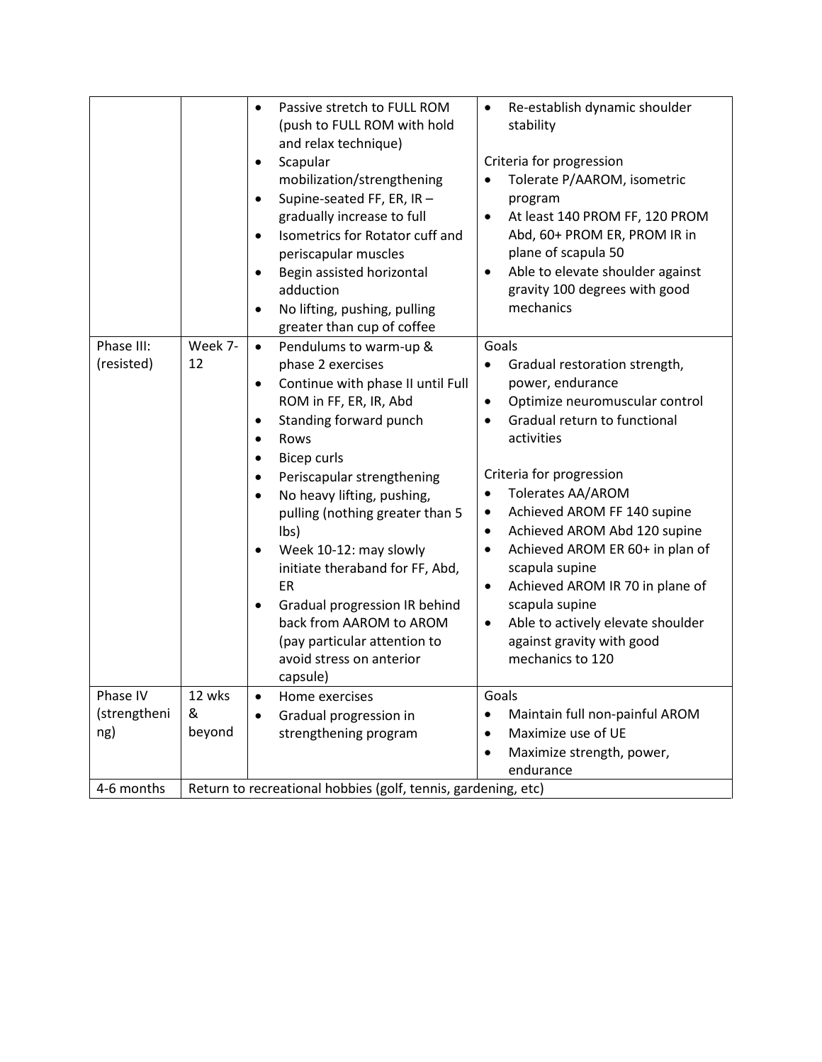| | | | |
|---|---|---|---|
| | | • Passive stretch to FULL ROM (push to FULL ROM with hold and relax technique)<br>• Scapular mobilization/strengthening<br>• Supine-seated FF, ER, IR – gradually increase to full<br>• Isometrics for Rotator cuff and periscapular muscles<br>• Begin assisted horizontal adduction<br>• No lifting, pushing, pulling greater than cup of coffee | • Re-establish dynamic shoulder stability<br><br>Criteria for progression<br>• Tolerate P/AAROM, isometric program<br>• At least 140 PROM FF, 120 PROM Abd, 60+ PROM ER, PROM IR in plane of scapula 50<br>• Able to elevate shoulder against gravity 100 degrees with good mechanics |
| Phase III: (resisted) | Week 7-12 | • Pendulums to warm-up & phase 2 exercises<br>• Continue with phase II until Full ROM in FF, ER, IR, Abd<br>• Standing forward punch<br>• Rows<br>• Bicep curls<br>• Periscapular strengthening<br>• No heavy lifting, pushing, pulling (nothing greater than 5 lbs)<br>• Week 10-12: may slowly initiate theraband for FF, Abd, ER<br>• Gradual progression IR behind back from AAROM to AROM (pay particular attention to avoid stress on anterior capsule) | Goals<br>• Gradual restoration strength, power, endurance<br>• Optimize neuromuscular control<br>• Gradual return to functional activities<br><br>Criteria for progression<br>• Tolerates AA/AROM<br>• Achieved AROM FF 140 supine<br>• Achieved AROM Abd 120 supine<br>• Achieved AROM ER 60+ in plan of scapula supine<br>• Achieved AROM IR 70 in plane of scapula supine<br>• Able to actively elevate shoulder against gravity with good mechanics to 120 |
| Phase IV (strengthening) | 12 wks & beyond | • Home exercises<br>• Gradual progression in strengthening program | Goals<br>• Maintain full non-painful AROM<br>• Maximize use of UE<br>• Maximize strength, power, endurance |
| 4-6 months | Return to recreational hobbies (golf, tennis, gardening, etc) | | |